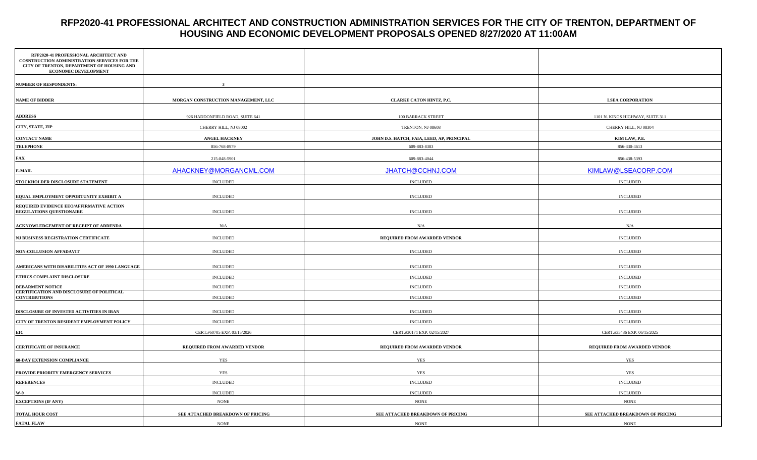# RFP2020-41 PROFESSIONAL ARCHITECT AND CONSTRUCTION ADMINISTRATION SERVICES FOR THE CITY OF TRENTON, DEPARTMENT OF HOUSING AND ECONOMIC DEVELOPMENT PROPOSALS OPENED 8/27/2020 AT 11:00AM

| RFP2020-41 PROFESSIONAL ARCHITECT AND COSNTRUCTION ADMINISTRATION SERVICES FOR THE CITY OF TRENTON, DEPARTMENT OF HOUSING AND ECONOMIC DEVELOPMENT | | | |
|---|---|---|---|
| NUMBER OF RESPONDENTS: | 3 | | |
| NAME OF BIDDER | MORGAN CONSTRUCTION MANAGEMENT, LLC | CLARKE CATON HINTZ, P.C. | LSEA CORPORATION |
| ADDRESS | 926 HADDONFIELD ROAD, SUITE 641 | 100 BARRACK STREET | 1101 N. KINGS HIGHWAY, SUITE 311 |
| CITY, STATE, ZIP | CHERRY HILL, NJ 08002 | TRENTON, NJ 08608 | CHERRY HILL, NJ 08304 |
| CONTACT NAME | ANGEL HACKNEY | JOHN D.S. HATCH, FAIA, LEED, AP, PRINCIPAL | KIM LAW, P.E. |
| TELEPHONE | 856-768-8979 | 609-883-8383 | 856-330-4613 |
| FAX | 215-848-5901 | 609-883-4044 | 856-438-5393 |
| E-MAIL | AHACKNEY@MORGANCML.COM | JHATCH@CCHNJ.COM | KIMLAW@LSEACORP.COM |
| STOCKHOLDER DISCLOSURE STATEMENT | INCLUDED | INCLUDED | INCLUDED |
| EQUAL EMPLOYMENT OPPORTUNITY EXHIBIT A | INCLUDED | INCLUDED | INCLUDED |
| REQUIRED EVIDENCE EEO/AFFIRMATIVE ACTION REGULATIONS QUESTIONAIRE | INCLUDED | INCLUDED | INCLUDED |
| ACKNOWLEDGEMENT OF RECEIPT OF ADDENDA | N/A | N/A | N/A |
| NJ BUSINESS REGISTRATION CERTIFICATE | INCLUDED | REQUIRED FROM AWARDED VENDOR | INCLUDED |
| NON-COLLUSION AFFADAVIT | INCLUDED | INCLUDED | INCLUDED |
| AMERICANS WITH DISABILITIES ACT OF 1990 LANGUAGE | INCLUDED | INCLUDED | INCLUDED |
| ETHICS COMPLAINT DISCLOSURE | INCLUDED | INCLUDED | INCLUDED |
| DEBARMENT NOTICE | INCLUDED | INCLUDED | INCLUDED |
| CERTIFICATION AND DISCLOSURE OF POLITICAL CONTRIBUTIONS | INCLUDED | INCLUDED | INCLUDED |
| DISCLOSURE OF INVESTED ACTIVITIES IN IRAN | INCLUDED | INCLUDED | INCLUDED |
| CITY OF TRENTON RESIDENT EMPLOYMENT POLICY | INCLUDED | INCLUDED | INCLUDED |
| EIC | CERT.#60705 EXP. 03/15/2026 | CERT.#30171 EXP. 02/15/2027 | CERT.#35436 EXP. 06/15/2025 |
| CERTIFICATE OF INSURANCE | REQUIRED FROM AWARDED VENDOR | REQUIRED FROM AWARDED VENDOR | REQUIRED FROM AWARDED VENDOR |
| 60-DAY EXTENSION COMPLIANCE | YES | YES | YES |
| PROVIDE PRIORITY EMERGENCY SERVICES | YES | YES | YES |
| REFERENCES | INCLUDED | INCLUDED | INCLUDED |
| W-9 | INCLUDED | INCLUDED | INCLUDED |
| EXCEPTIONS (IF ANY) | NONE | NONE | NONE |
| TOTAL HOUR COST | SEE ATTACHED BREAKDOWN OF PRICING | SEE ATTACHED BREAKDOWN OF PRICING | SEE ATTACHED BREAKDOWN OF PRICING |
| FATAL FLAW | NONE | NONE | NONE |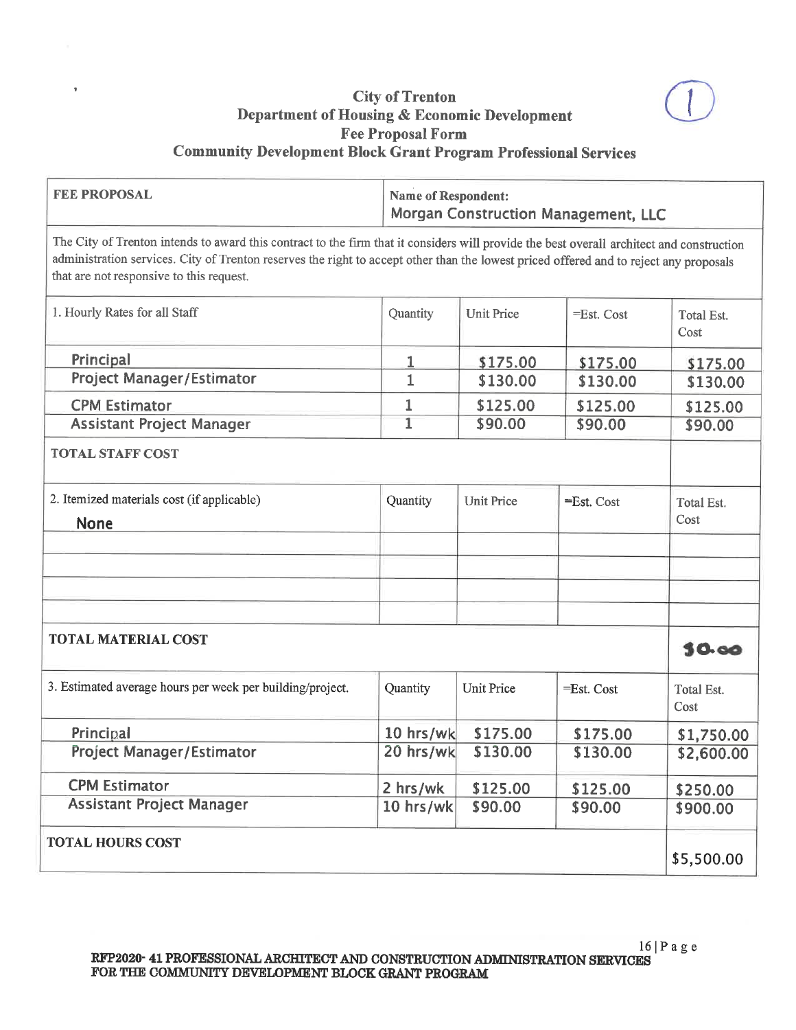# City of Trenton
## Department of Housing & Economic Development
## Fee Proposal Form
## Community Development Block Grant Program Professional Services

| FEE PROPOSAL | Name of Respondent: Morgan Construction Management, LLC | | | |
|---|---|---|---|---|
| The City of Trenton intends to award this contract to the firm that it considers will provide the best overall architect and construction administration services. City of Trenton reserves the right to accept other than the lowest priced offered and to reject any proposals that are not responsive to this request. | | | | |
| 1. Hourly Rates for all Staff | Quantity | Unit Price | =Est. Cost | Total Est. Cost |
| Principal | 1 | $175.00 | $175.00 | $175.00 |
| Project Manager/Estimator | 1 | $130.00 | $130.00 | $130.00 |
| CPM Estimator | 1 | $125.00 | $125.00 | $125.00 |
| Assistant Project Manager | 1 | $90.00 | $90.00 | $90.00 |
| TOTAL STAFF COST | | | | |
| 2. Itemized materials cost (if applicable) None | Quantity | Unit Price | =Est. Cost | Total Est. Cost |
| | | | | |
| | | | | |
| | | | | |
| | | | | |
| TOTAL MATERIAL COST | | | | $0.00 |
| 3. Estimated average hours per week per building/project. | Quantity | Unit Price | =Est. Cost | Total Est. Cost |
| Principal | 10 hrs/wk | $175.00 | $175.00 | $1,750.00 |
| Project Manager/Estimator | 20 hrs/wk | $130.00 | $130.00 | $2,600.00 |
| CPM Estimator | 2 hrs/wk | $125.00 | $125.00 | $250.00 |
| Assistant Project Manager | 10 hrs/wk | $90.00 | $90.00 | $900.00 |
| TOTAL HOURS COST | | | | $5,500.00 |

RFP2020- 41 PROFESSIONAL ARCHITECT AND CONSTRUCTION ADMINISTRATION SERVICES FOR THE COMMUNITY DEVELOPMENT BLOCK GRANT PROGRAM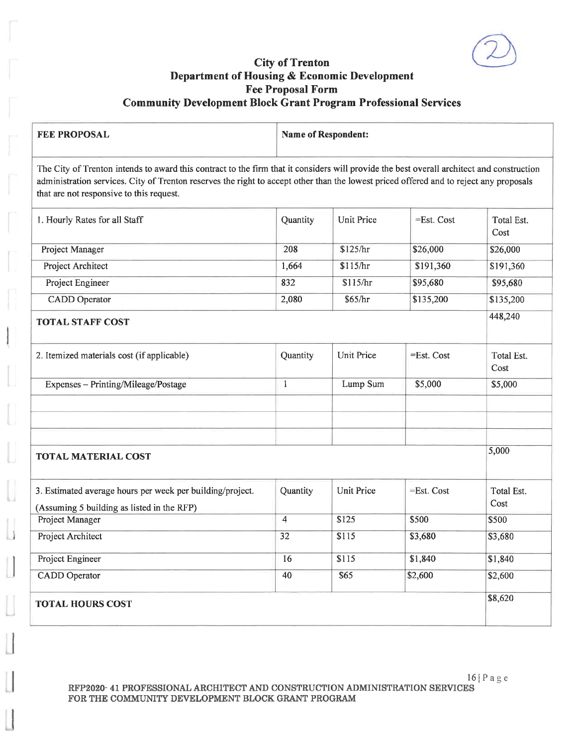# City of Trenton

## Department of Housing & Economic Development

## Fee Proposal Form

## Community Development Block Grant Program Professional Services

| FEE PROPOSAL | Name of Respondent: | | | |
|---|---|---|---|---|
| The City of Trenton intends to award this contract to the firm that it considers will provide the best overall architect and construction administration services. City of Trenton reserves the right to accept other than the lowest priced offered and to reject any proposals that are not responsive to this request. | | | | |
| 1. Hourly Rates for all Staff | Quantity | Unit Price | =Est. Cost | Total Est. Cost |
| Project Manager | 208 | $125/hr | $26,000 | $26,000 |
| Project Architect | 1,664 | $115/hr | $191,360 | $191,360 |
| Project Engineer | 832 | $115/hr | $95,680 | $95,680 |
| CADD Operator | 2,080 | $65/hr | $135,200 | $135,200 |
| **TOTAL STAFF COST** | | | | 448,240 |
| 2. Itemized materials cost (if applicable) | Quantity | Unit Price | =Est. Cost | Total Est. Cost |
| Expenses – Printing/Mileage/Postage | 1 | Lump Sum | $5,000 | $5,000 |
| | | | | |
| | | | | |
| | | | | |
| **TOTAL MATERIAL COST** | | | | 5,000 |
| 3. Estimated average hours per week per building/project. (Assuming 5 building as listed in the RFP) | Quantity | Unit Price | =Est. Cost | Total Est. Cost |
| Project Manager | 4 | $125 | $500 | $500 |
| Project Architect | 32 | $115 | $3,680 | $3,680 |
| Project Engineer | 16 | $115 | $1,840 | $1,840 |
| CADD Operator | 40 | $65 | $2,600 | $2,600 |
| **TOTAL HOURS COST** | | | | $8,620 |

RFP2020- 41 PROFESSIONAL ARCHITECT AND CONSTRUCTION ADMINISTRATION SERVICES FOR THE COMMUNITY DEVELOPMENT BLOCK GRANT PROGRAM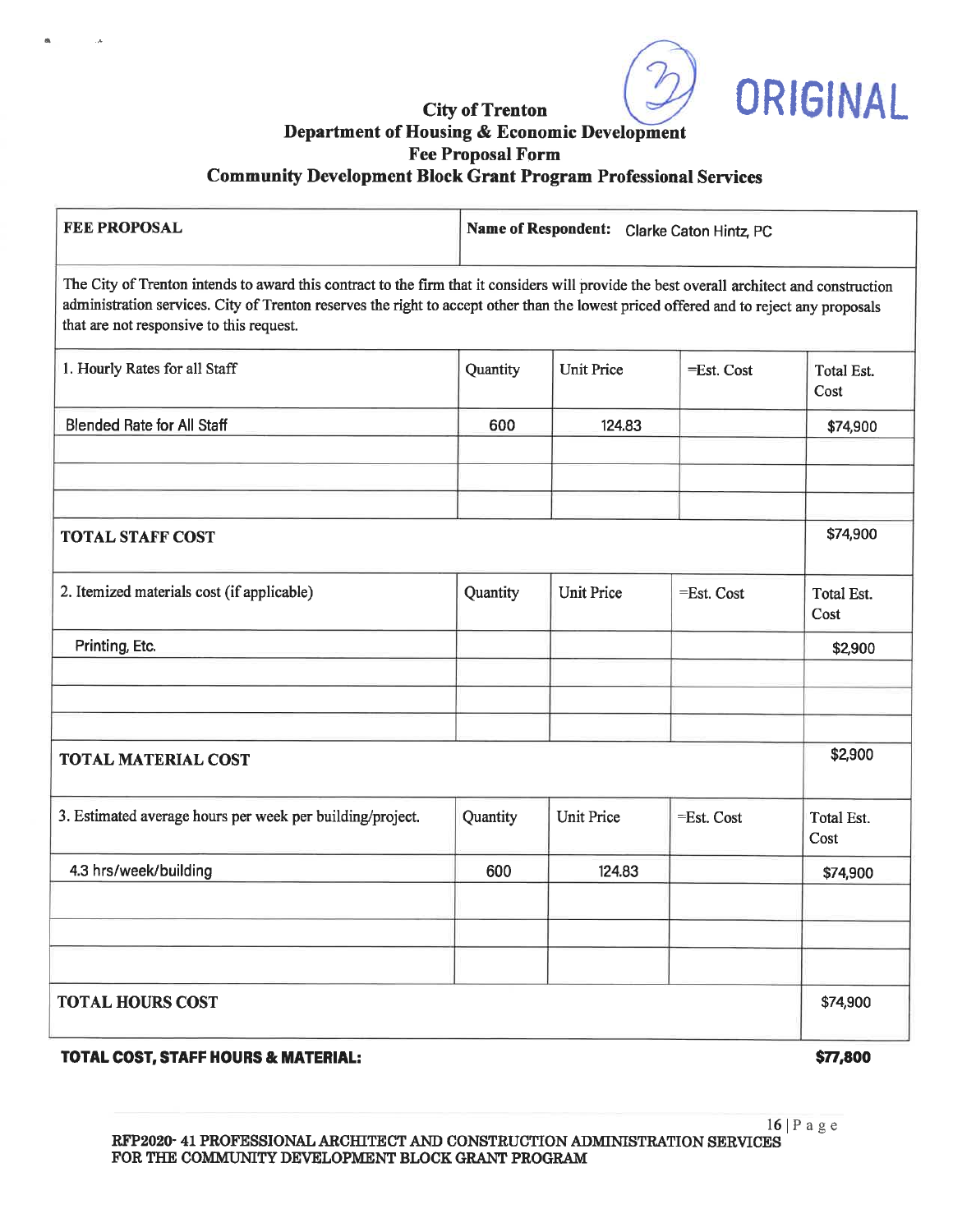ORIGINAL

# City of Trenton
## Department of Housing & Economic Development
## Fee Proposal Form
## Community Development Block Grant Program Professional Services

| FEE PROPOSAL | Name of Respondent: Clarke Caton Hintz, PC | | | |
|---|---|---|---|---|
| The City of Trenton intends to award this contract to the firm that it considers will provide the best overall architect and construction administration services. City of Trenton reserves the right to accept other than the lowest priced offered and to reject any proposals that are not responsive to this request. | | | | |
| 1. Hourly Rates for all Staff | Quantity | Unit Price | =Est. Cost | Total Est. Cost |
| Blended Rate for All Staff | 600 | 124.83 | | $74,900 |
| | | | | |
| | | | | |
| | | | | |
| **TOTAL STAFF COST** | | | | $74,900 |
| 2. Itemized materials cost (if applicable) | Quantity | Unit Price | =Est. Cost | Total Est. Cost |
| Printing, Etc. | | | | $2,900 |
| | | | | |
| | | | | |
| | | | | |
| **TOTAL MATERIAL COST** | | | | $2,900 |
| 3. Estimated average hours per week per building/project. | Quantity | Unit Price | =Est. Cost | Total Est. Cost |
| 4.3 hrs/week/building | 600 | 124.83 | | $74,900 |
| | | | | |
| | | | | |
| | | | | |
| **TOTAL HOURS COST** | | | | $74,900 |

**TOTAL COST, STAFF HOURS & MATERIAL:** **$77,800**

RFP2020- 41 PROFESSIONAL ARCHITECT AND CONSTRUCTION ADMINISTRATION SERVICES FOR THE COMMUNITY DEVELOPMENT BLOCK GRANT PROGRAM